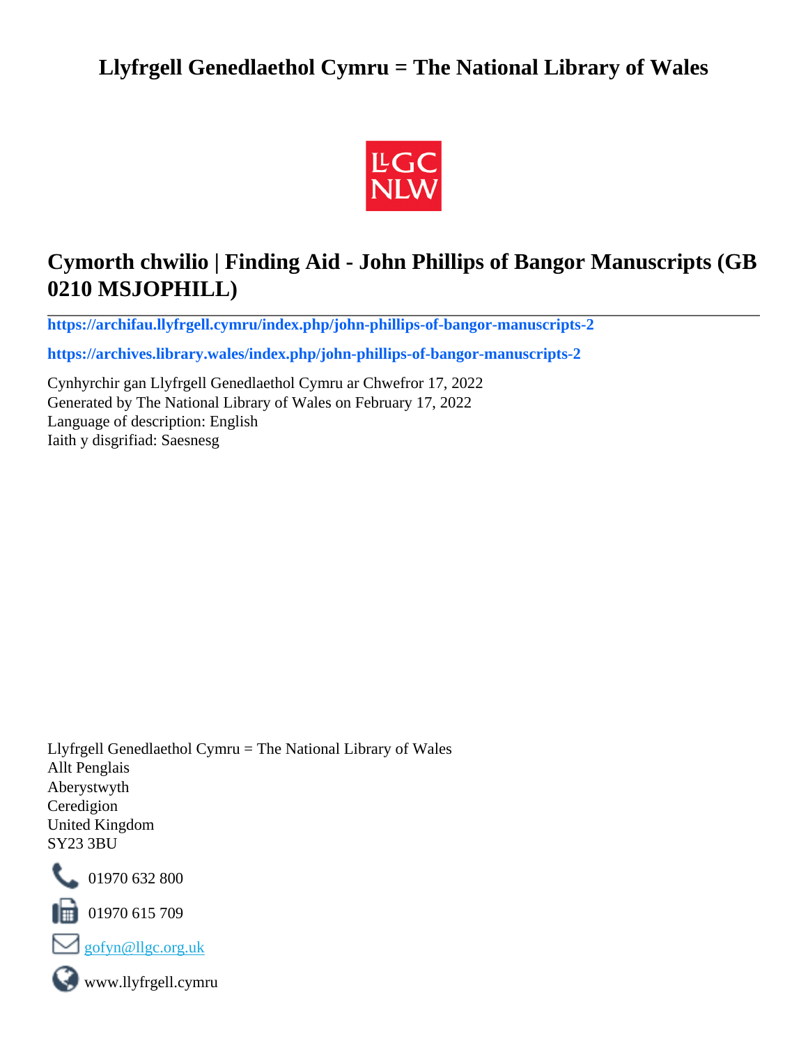# Llyfrgell Genedlaethol Cymru = The National Library of Wales

## Cymorth chwilio | Finding Aid - John Phillips of Bangor Manuscripts (GB 0210 MSJOPHILL)

**https://archifau.llyfrgell.cymru/index.php/john-phillips-of-bangor-manuscripts-2**

**https://archives.library.wales/index.php/john-phillips-of-bangor-manuscripts-2**

Cynhyrchir gan Llyfrgell Genedlaethol Cymru ar Chwefror 17, 2022
Generated by The National Library of Wales on February 17, 2022
Language of description: English
Iaith y disgrifiad: Saesnesg

Llyfrgell Genedlaethol Cymru = The National Library of Wales
Allt Penglais
Aberystwyth
Ceredigion
United Kingdom
SY23 3BU

01970 632 800

01970 615 709

gofyn@llgc.org.uk

www.llyfrgell.cymru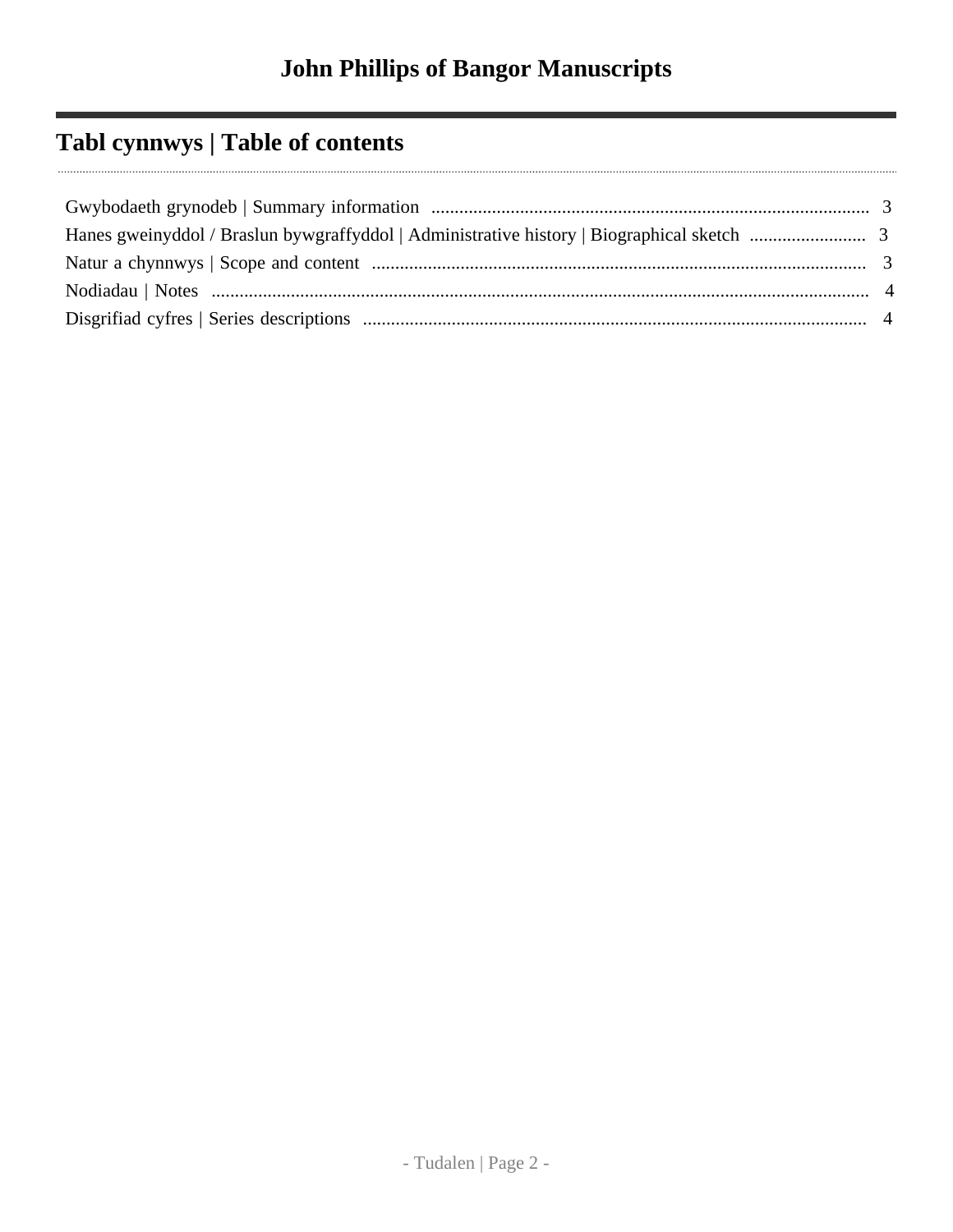# John Phillips of Bangor Manuscripts

## Tabl cynnwys | Table of contents

Gwybodaeth grynodeb | Summary information ..................... 3
Hanes gweinyddol / Braslun bywgraffyddol | Administrative history | Biographical sketch ..................... 3
Natur a chynnwys | Scope and content ..................... 3
Nodiadau | Notes ..................... 4
Disgrifiad cyfres | Series descriptions ..................... 4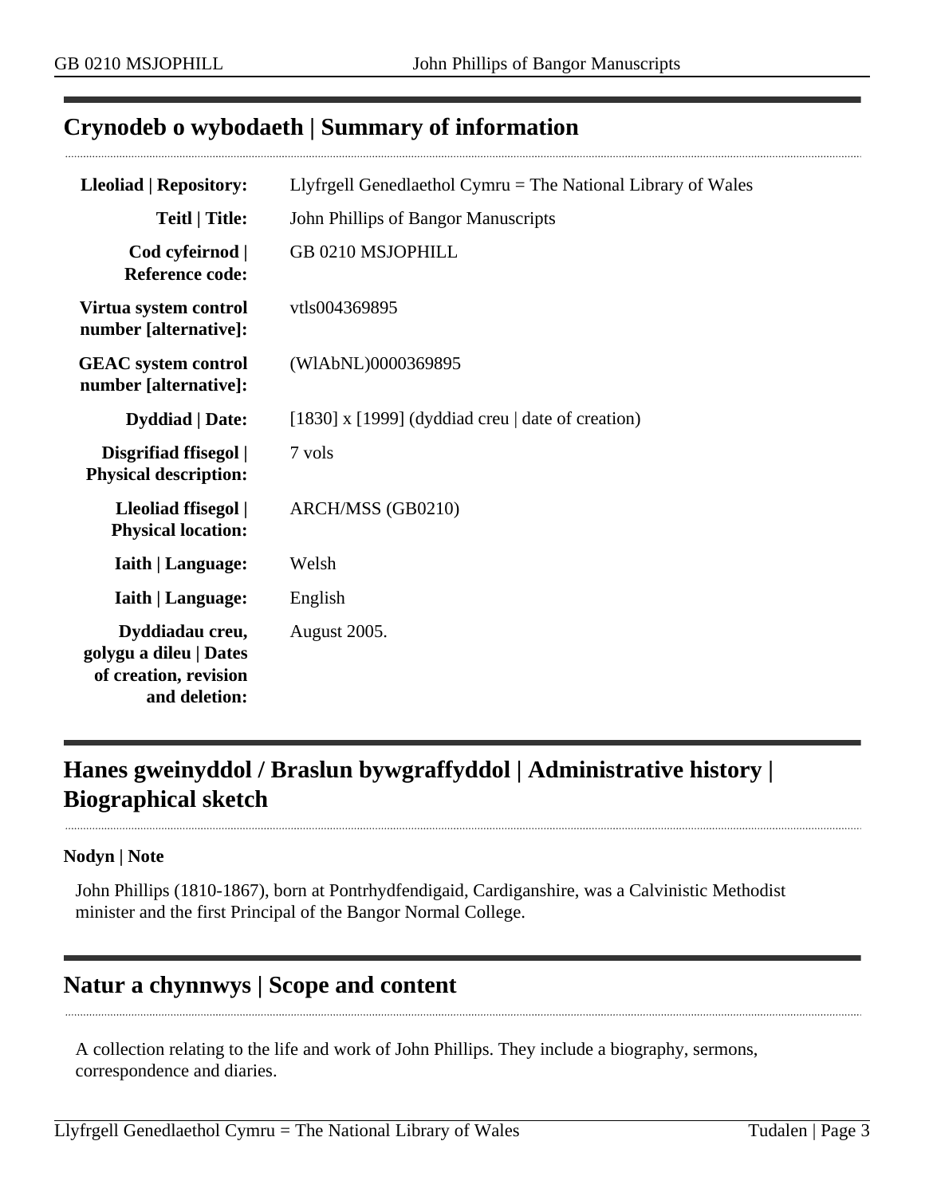## Crynodeb o wybodaeth | Summary of information

| | |
|---|---|
| **Lleoliad \| Repository:** | Llyfrgell Genedlaethol Cymru = The National Library of Wales |
| **Teitl \| Title:** | John Phillips of Bangor Manuscripts |
| **Cod cyfeirnod \| Reference code:** | GB 0210 MSJOPHILL |
| **Virtua system control number [alternative]:** | vtls004369895 |
| **GEAC system control number [alternative]:** | (WlAbNL)0000369895 |
| **Dyddiad \| Date:** | [1830] x [1999] (dyddiad creu \| date of creation) |
| **Disgrifiad ffisegol \| Physical description:** | 7 vols |
| **Lleoliad ffisegol \| Physical location:** | ARCH/MSS (GB0210) |
| **Iaith \| Language:** | Welsh |
| **Iaith \| Language:** | English |
| **Dyddiadau creu, golygu a dileu \| Dates of creation, revision and deletion:** | August 2005. |

## Hanes gweinyddol / Braslun bywgraffyddol | Administrative history | Biographical sketch

**Nodyn | Note**

John Phillips (1810-1867), born at Pontrhydfendigaid, Cardiganshire, was a Calvinistic Methodist minister and the first Principal of the Bangor Normal College.

## Natur a chynnwys | Scope and content

A collection relating to the life and work of John Phillips. They include a biography, sermons, correspondence and diaries.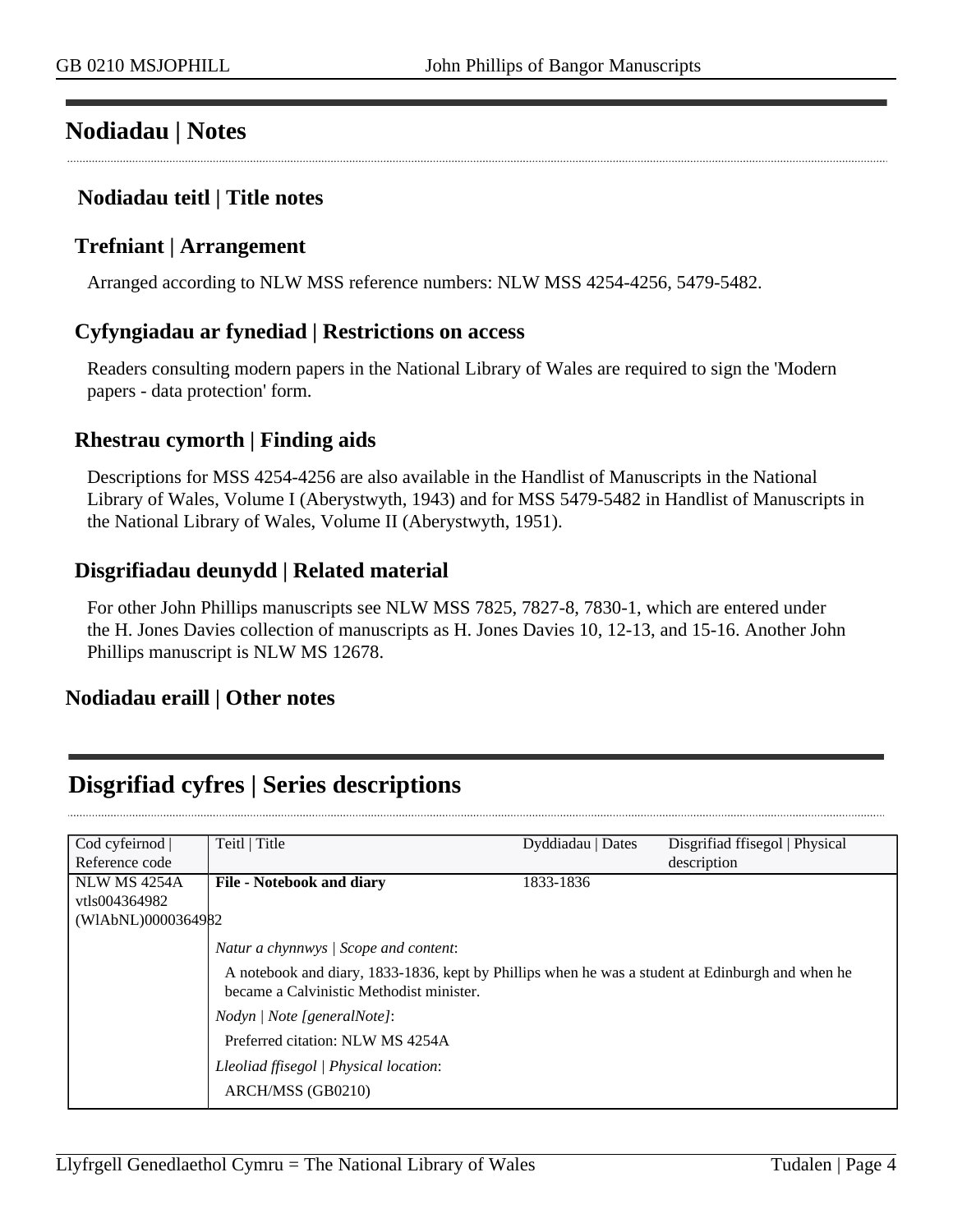## Nodiadau | Notes

### Nodiadau teitl | Title notes

### Trefniant | Arrangement

Arranged according to NLW MSS reference numbers: NLW MSS 4254-4256, 5479-5482.

### Cyfyngiadau ar fynediad | Restrictions on access

Readers consulting modern papers in the National Library of Wales are required to sign the 'Modern papers - data protection' form.

### Rhestrau cymorth | Finding aids

Descriptions for MSS 4254-4256 are also available in the Handlist of Manuscripts in the National Library of Wales, Volume I (Aberystwyth, 1943) and for MSS 5479-5482 in Handlist of Manuscripts in the National Library of Wales, Volume II (Aberystwyth, 1951).

### Disgrifiadau deunydd | Related material

For other John Phillips manuscripts see NLW MSS 7825, 7827-8, 7830-1, which are entered under the H. Jones Davies collection of manuscripts as H. Jones Davies 10, 12-13, and 15-16. Another John Phillips manuscript is NLW MS 12678.

### Nodiadau eraill | Other notes

## Disgrifiad cyfres | Series descriptions

| Cod cyfeirnod \| Reference code | Teitl \| Title | Dyddiadau \| Dates | Disgrifiad ffisegol \| Physical description |
|---|---|---|---|
| NLW MS 4254A vtls004364982 (WlAbNL)0000364982 | **File - Notebook and diary** | 1833-1836 | |
| | *Natur a chynnwys \| Scope and content*: A notebook and diary, 1833-1836, kept by Phillips when he was a student at Edinburgh and when he became a Calvinistic Methodist minister. *Nodyn \| Note [generalNote]*: Preferred citation: NLW MS 4254A *Lleoliad ffisegol \| Physical location*: ARCH/MSS (GB0210) | | |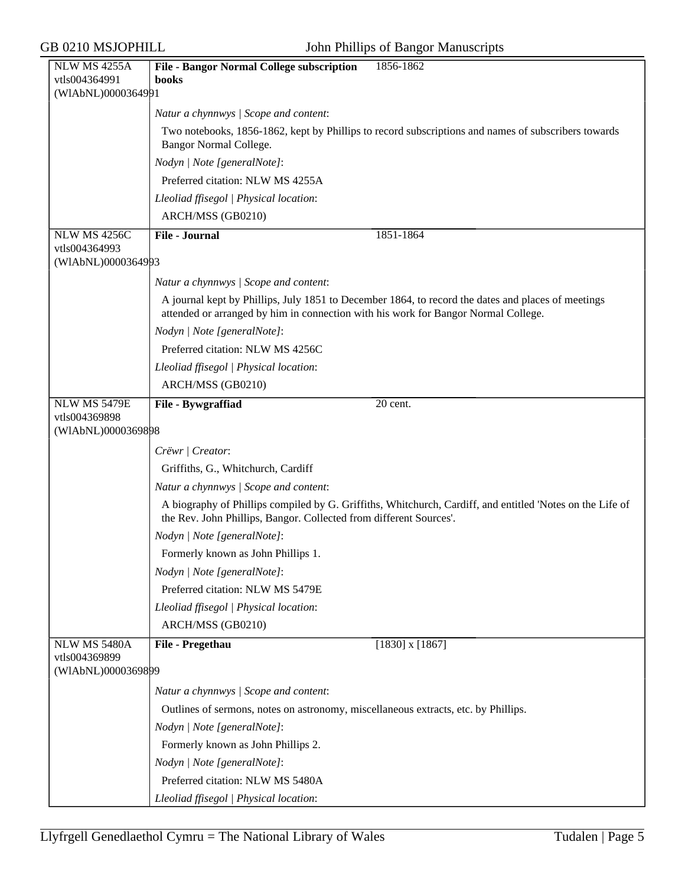**NLW MS 4255A**
vtls004364991
(WlAbNL)0000364991

**File - Bangor Normal College subscription books** — 1856-1862

*Natur a chynnwys | Scope and content*:

Two notebooks, 1856-1862, kept by Phillips to record subscriptions and names of subscribers towards Bangor Normal College.

*Nodyn | Note [generalNote]*:

Preferred citation: NLW MS 4255A

*Lleoliad ffisegol | Physical location*:

ARCH/MSS (GB0210)

---

**NLW MS 4256C**
vtls004364993
(WlAbNL)0000364993

**File - Journal** — 1851-1864

*Natur a chynnwys | Scope and content*:

A journal kept by Phillips, July 1851 to December 1864, to record the dates and places of meetings attended or arranged by him in connection with his work for Bangor Normal College.

*Nodyn | Note [generalNote]*:

Preferred citation: NLW MS 4256C

*Lleoliad ffisegol | Physical location*:

ARCH/MSS (GB0210)

---

**NLW MS 5479E**
vtls004369898
(WlAbNL)0000369898

**File - Bywgraffiad** — 20 cent.

*Crëwr | Creator*:

Griffiths, G., Whitchurch, Cardiff

*Natur a chynnwys | Scope and content*:

A biography of Phillips compiled by G. Griffiths, Whitchurch, Cardiff, and entitled 'Notes on the Life of the Rev. John Phillips, Bangor. Collected from different Sources'.

*Nodyn | Note [generalNote]*:

Formerly known as John Phillips 1.

*Nodyn | Note [generalNote]*:

Preferred citation: NLW MS 5479E

*Lleoliad ffisegol | Physical location*:

ARCH/MSS (GB0210)

---

**NLW MS 5480A**
vtls004369899
(WlAbNL)0000369899

**File - Pregethau** — [1830] x [1867]

*Natur a chynnwys | Scope and content*:

Outlines of sermons, notes on astronomy, miscellaneous extracts, etc. by Phillips.

*Nodyn | Note [generalNote]*:

Formerly known as John Phillips 2.

*Nodyn | Note [generalNote]*:

Preferred citation: NLW MS 5480A

*Lleoliad ffisegol | Physical location*: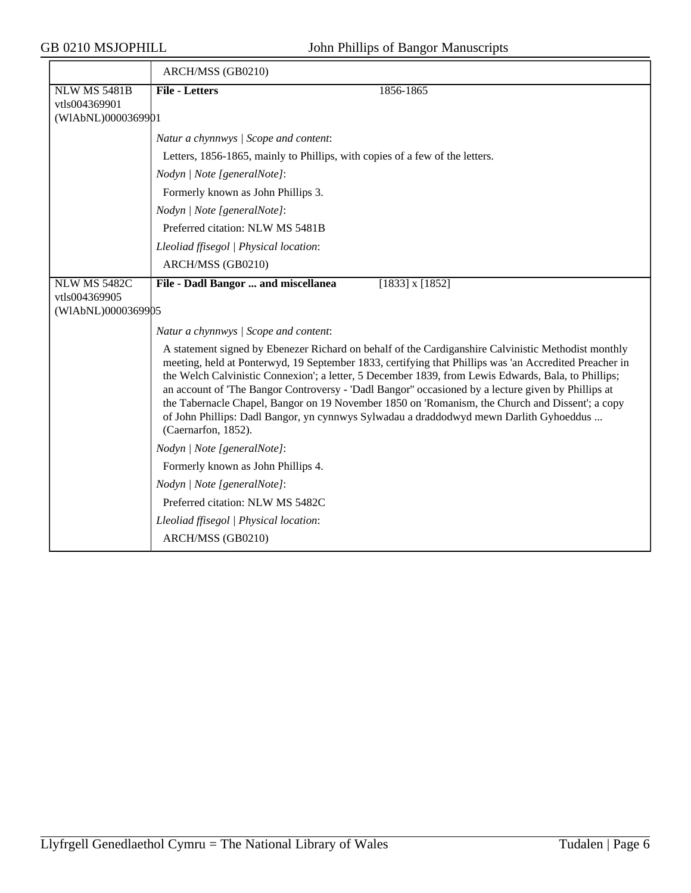| | |
|---|---|
| | ARCH/MSS (GB0210) |
| NLW MS 5481B<br>vtls004369901<br>(WlAbNL)0000369901 | **File - Letters** 1856-1865<br><br>*Natur a chynnwys \| Scope and content*:<br>Letters, 1856-1865, mainly to Phillips, with copies of a few of the letters.<br>*Nodyn \| Note [generalNote]*:<br>Formerly known as John Phillips 3.<br>*Nodyn \| Note [generalNote]*:<br>Preferred citation: NLW MS 5481B<br>*Lleoliad ffisegol \| Physical location*:<br>ARCH/MSS (GB0210) |
| NLW MS 5482C<br>vtls004369905<br>(WlAbNL)0000369905 | **File - Dadl Bangor ... and miscellanea** [1833] x [1852]<br><br>*Natur a chynnwys \| Scope and content*:<br>A statement signed by Ebenezer Richard on behalf of the Cardiganshire Calvinistic Methodist monthly meeting, held at Ponterwyd, 19 September 1833, certifying that Phillips was 'an Accredited Preacher in the Welch Calvinistic Connexion'; a letter, 5 December 1839, from Lewis Edwards, Bala, to Phillips; an account of 'The Bangor Controversy - 'Dadl Bangor'' occasioned by a lecture given by Phillips at the Tabernacle Chapel, Bangor on 19 November 1850 on 'Romanism, the Church and Dissent'; a copy of John Phillips: Dadl Bangor, yn cynnwys Sylwadau a draddodwyd mewn Darlith Gyhoeddus ... (Caernarfon, 1852).<br>*Nodyn \| Note [generalNote]*:<br>Formerly known as John Phillips 4.<br>*Nodyn \| Note [generalNote]*:<br>Preferred citation: NLW MS 5482C<br>*Lleoliad ffisegol \| Physical location*:<br>ARCH/MSS (GB0210) |